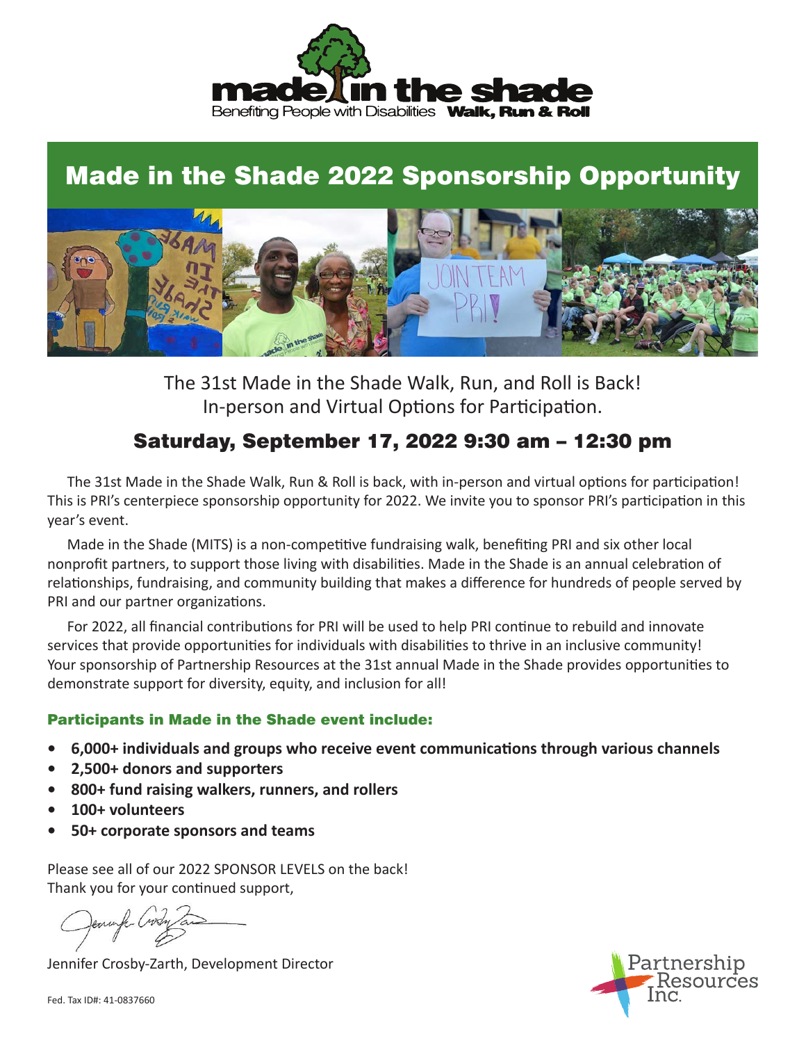made in the shade

Benefiting People with Disabilities **Walk, Run & Roll**

# Made in the Shade 2022 Sponsorship Opportunity

The 31st Made in the Shade Walk, Run, and Roll is Back!
In-person and Virtual Options for Participation.

## Saturday, September 17, 2022 9:30 am – 12:30 pm

The 31st Made in the Shade Walk, Run & Roll is back, with in-person and virtual options for participation! This is PRI's centerpiece sponsorship opportunity for 2022. We invite you to sponsor PRI's participation in this year's event.

Made in the Shade (MITS) is a non-competitive fundraising walk, benefiting PRI and six other local nonprofit partners, to support those living with disabilities. Made in the Shade is an annual celebration of relationships, fundraising, and community building that makes a difference for hundreds of people served by PRI and our partner organizations.

For 2022, all financial contributions for PRI will be used to help PRI continue to rebuild and innovate services that provide opportunities for individuals with disabilities to thrive in an inclusive community! Your sponsorship of Partnership Resources at the 31st annual Made in the Shade provides opportunities to demonstrate support for diversity, equity, and inclusion for all!

### Participants in Made in the Shade event include:

- **6,000+ individuals and groups who receive event communications through various channels**
- **2,500+ donors and supporters**
- **800+ fund raising walkers, runners, and rollers**
- **100+ volunteers**
- **50+ corporate sponsors and teams**

Please see all of our 2022 SPONSOR LEVELS on the back!
Thank you for your continued support,

Jennifer Crosby-Zarth, Development Director

Partnership Resources Inc.

Fed. Tax ID#: 41-0837660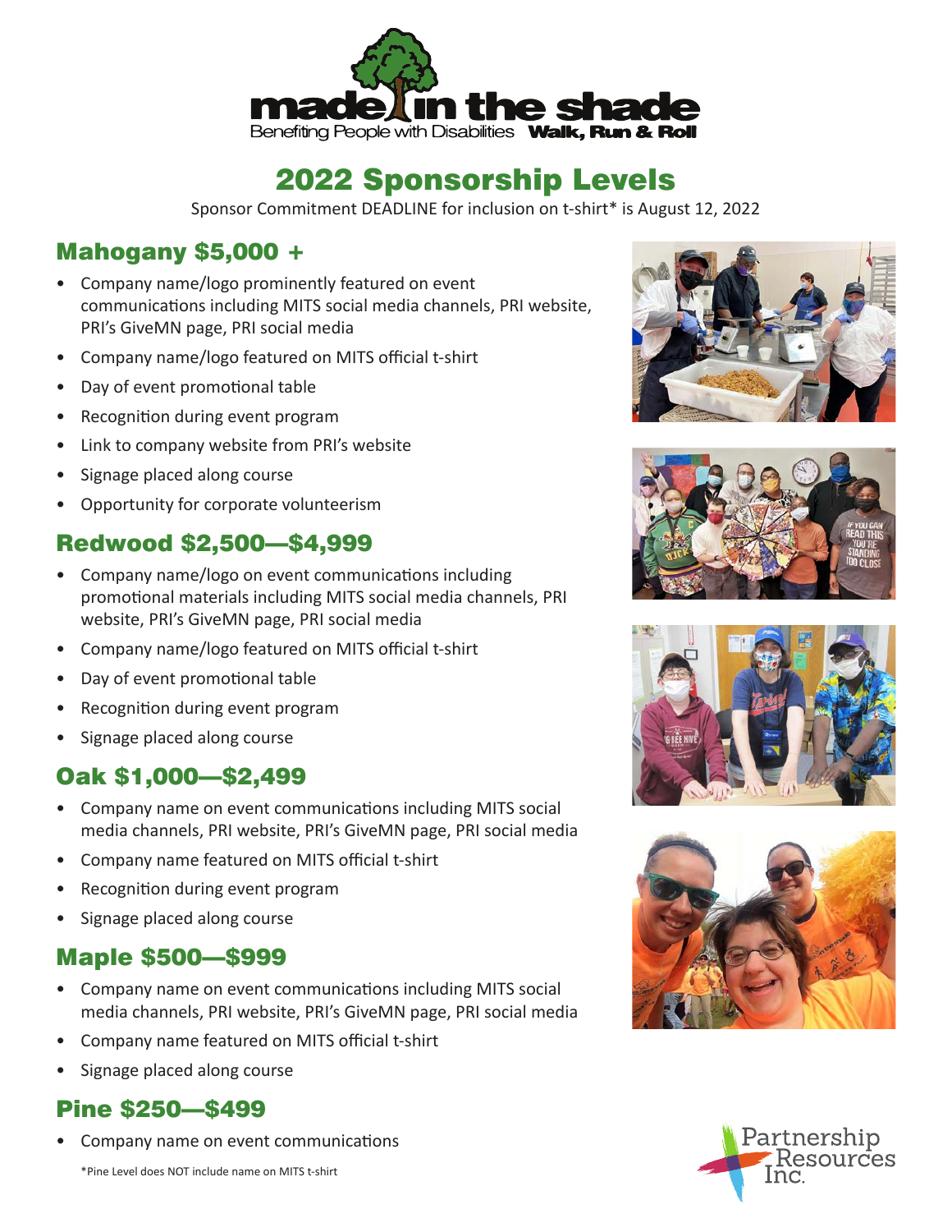made in the shade

Benefiting People with Disabilities **Walk, Run & Roll**

# 2022 Sponsorship Levels

Sponsor Commitment DEADLINE for inclusion on t-shirt* is August 12, 2022

## Mahogany $5,000 +

- Company name/logo prominently featured on event communications including MITS social media channels, PRI website, PRI's GiveMN page, PRI social media
- Company name/logo featured on MITS official t-shirt
- Day of event promotional table
- Recognition during event program
- Link to company website from PRI's website
- Signage placed along course
- Opportunity for corporate volunteerism

## Redwood $2,500—$4,999

- Company name/logo on event communications including promotional materials including MITS social media channels, PRI website, PRI's GiveMN page, PRI social media
- Company name/logo featured on MITS official t-shirt
- Day of event promotional table
- Recognition during event program
- Signage placed along course

## Oak $1,000—$2,499

- Company name on event communications including MITS social media channels, PRI website, PRI's GiveMN page, PRI social media
- Company name featured on MITS official t-shirt
- Recognition during event program
- Signage placed along course

## Maple $500—$999

- Company name on event communications including MITS social media channels, PRI website, PRI's GiveMN page, PRI social media
- Company name featured on MITS official t-shirt
- Signage placed along course

## Pine $250—$499

- Company name on event communications

*Pine Level does NOT include name on MITS t-shirt

Partnership Resources Inc.